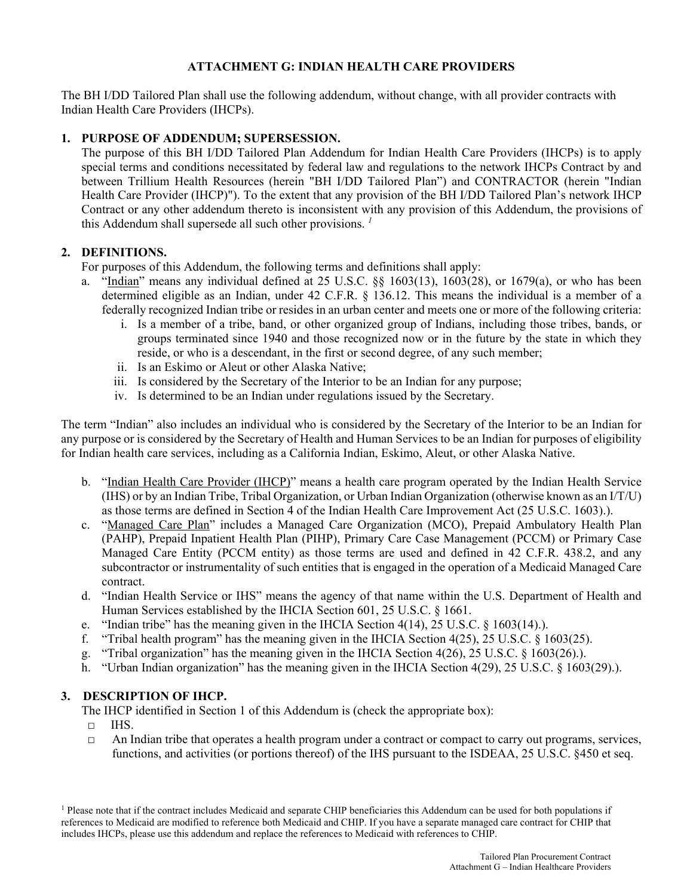# ATTACHMENT G: INDIAN HEALTH CARE PROVIDERS

The BH I/DD Tailored Plan shall use the following addendum, without change, with all provider contracts with Indian Health Care Providers (IHCPs).

## 1. PURPOSE OF ADDENDUM; SUPERSESSION.

The purpose of this BH I/DD Tailored Plan Addendum for Indian Health Care Providers (IHCPs) is to apply special terms and conditions necessitated by federal law and regulations to the network IHCPs Contract by and between Trillium Health Resources (herein "BH I/DD Tailored Plan") and CONTRACTOR (herein "Indian Health Care Provider (IHCP)"). To the extent that any provision of the BH I/DD Tailored Plan's network IHCP Contract or any other addendum thereto is inconsistent with any provision of this Addendum, the provisions of this Addendum shall supersede all such other provisions. [1]

## 2. DEFINITIONS.

For purposes of this Addendum, the following terms and definitions shall apply:

a. "Indian" means any individual defined at 25 U.S.C. §§ 1603(13), 1603(28), or 1679(a), or who has been determined eligible as an Indian, under 42 C.F.R. § 136.12. This means the individual is a member of a federally recognized Indian tribe or resides in an urban center and meets one or more of the following criteria:
   i. Is a member of a tribe, band, or other organized group of Indians, including those tribes, bands, or groups terminated since 1940 and those recognized now or in the future by the state in which they reside, or who is a descendant, in the first or second degree, of any such member;
   ii. Is an Eskimo or Aleut or other Alaska Native;
   iii. Is considered by the Secretary of the Interior to be an Indian for any purpose;
   iv. Is determined to be an Indian under regulations issued by the Secretary.

The term "Indian" also includes an individual who is considered by the Secretary of the Interior to be an Indian for any purpose or is considered by the Secretary of Health and Human Services to be an Indian for purposes of eligibility for Indian health care services, including as a California Indian, Eskimo, Aleut, or other Alaska Native.

b. "Indian Health Care Provider (IHCP)" means a health care program operated by the Indian Health Service (IHS) or by an Indian Tribe, Tribal Organization, or Urban Indian Organization (otherwise known as an I/T/U) as those terms are defined in Section 4 of the Indian Health Care Improvement Act (25 U.S.C. 1603).).

c. "Managed Care Plan" includes a Managed Care Organization (MCO), Prepaid Ambulatory Health Plan (PAHP), Prepaid Inpatient Health Plan (PIHP), Primary Care Case Management (PCCM) or Primary Case Managed Care Entity (PCCM entity) as those terms are used and defined in 42 C.F.R. 438.2, and any subcontractor or instrumentality of such entities that is engaged in the operation of a Medicaid Managed Care contract.

d. "Indian Health Service or IHS" means the agency of that name within the U.S. Department of Health and Human Services established by the IHCIA Section 601, 25 U.S.C. § 1661.

e. "Indian tribe" has the meaning given in the IHCIA Section 4(14), 25 U.S.C. § 1603(14).).

f. "Tribal health program" has the meaning given in the IHCIA Section 4(25), 25 U.S.C. § 1603(25).

g. "Tribal organization" has the meaning given in the IHCIA Section 4(26), 25 U.S.C. § 1603(26).).

h. "Urban Indian organization" has the meaning given in the IHCIA Section 4(29), 25 U.S.C. § 1603(29).).

## 3. DESCRIPTION OF IHCP.

The IHCP identified in Section 1 of this Addendum is (check the appropriate box):

- □ IHS.
- □ An Indian tribe that operates a health program under a contract or compact to carry out programs, services, functions, and activities (or portions thereof) of the IHS pursuant to the ISDEAA, 25 U.S.C. §450 et seq.

[1] Please note that if the contract includes Medicaid and separate CHIP beneficiaries this Addendum can be used for both populations if references to Medicaid are modified to reference both Medicaid and CHIP. If you have a separate managed care contract for CHIP that includes IHCPs, please use this addendum and replace the references to Medicaid with references to CHIP.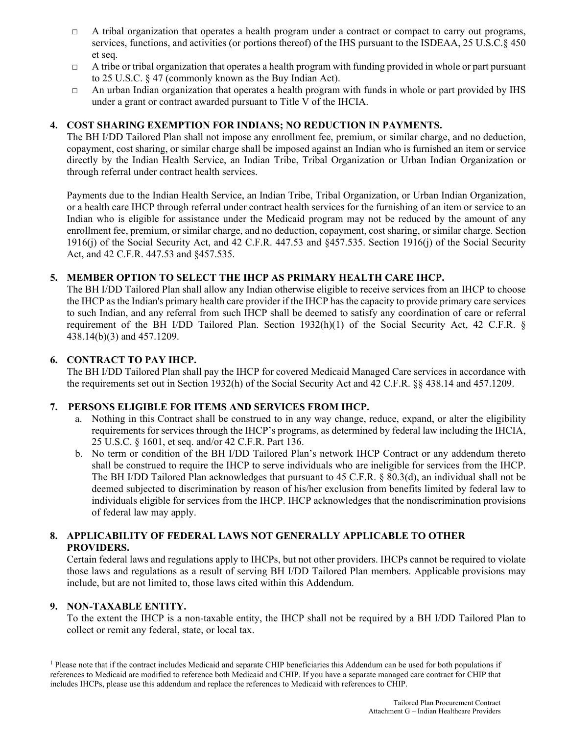- A tribal organization that operates a health program under a contract or compact to carry out programs, services, functions, and activities (or portions thereof) of the IHS pursuant to the ISDEAA, 25 U.S.C.§ 450 et seq.
- A tribe or tribal organization that operates a health program with funding provided in whole or part pursuant to 25 U.S.C. § 47 (commonly known as the Buy Indian Act).
- An urban Indian organization that operates a health program with funds in whole or part provided by IHS under a grant or contract awarded pursuant to Title V of the IHCIA.

**4. COST SHARING EXEMPTION FOR INDIANS; NO REDUCTION IN PAYMENTS.**

The BH I/DD Tailored Plan shall not impose any enrollment fee, premium, or similar charge, and no deduction, copayment, cost sharing, or similar charge shall be imposed against an Indian who is furnished an item or service directly by the Indian Health Service, an Indian Tribe, Tribal Organization or Urban Indian Organization or through referral under contract health services.

Payments due to the Indian Health Service, an Indian Tribe, Tribal Organization, or Urban Indian Organization, or a health care IHCP through referral under contract health services for the furnishing of an item or service to an Indian who is eligible for assistance under the Medicaid program may not be reduced by the amount of any enrollment fee, premium, or similar charge, and no deduction, copayment, cost sharing, or similar charge. Section 1916(j) of the Social Security Act, and 42 C.F.R. 447.53 and §457.535. Section 1916(j) of the Social Security Act, and 42 C.F.R. 447.53 and §457.535.

**5. MEMBER OPTION TO SELECT THE IHCP AS PRIMARY HEALTH CARE IHCP.**

The BH I/DD Tailored Plan shall allow any Indian otherwise eligible to receive services from an IHCP to choose the IHCP as the Indian's primary health care provider if the IHCP has the capacity to provide primary care services to such Indian, and any referral from such IHCP shall be deemed to satisfy any coordination of care or referral requirement of the BH I/DD Tailored Plan. Section 1932(h)(1) of the Social Security Act, 42 C.F.R. § 438.14(b)(3) and 457.1209.

**6. CONTRACT TO PAY IHCP.**

The BH I/DD Tailored Plan shall pay the IHCP for covered Medicaid Managed Care services in accordance with the requirements set out in Section 1932(h) of the Social Security Act and 42 C.F.R. §§ 438.14 and 457.1209.

**7. PERSONS ELIGIBLE FOR ITEMS AND SERVICES FROM IHCP.**

a. Nothing in this Contract shall be construed to in any way change, reduce, expand, or alter the eligibility requirements for services through the IHCP's programs, as determined by federal law including the IHCIA, 25 U.S.C. § 1601, et seq. and/or 42 C.F.R. Part 136.

b. No term or condition of the BH I/DD Tailored Plan's network IHCP Contract or any addendum thereto shall be construed to require the IHCP to serve individuals who are ineligible for services from the IHCP. The BH I/DD Tailored Plan acknowledges that pursuant to 45 C.F.R. § 80.3(d), an individual shall not be deemed subjected to discrimination by reason of his/her exclusion from benefits limited by federal law to individuals eligible for services from the IHCP. IHCP acknowledges that the nondiscrimination provisions of federal law may apply.

**8. APPLICABILITY OF FEDERAL LAWS NOT GENERALLY APPLICABLE TO OTHER PROVIDERS.**

Certain federal laws and regulations apply to IHCPs, but not other providers. IHCPs cannot be required to violate those laws and regulations as a result of serving BH I/DD Tailored Plan members. Applicable provisions may include, but are not limited to, those laws cited within this Addendum.

**9. NON-TAXABLE ENTITY.**

To the extent the IHCP is a non-taxable entity, the IHCP shall not be required by a BH I/DD Tailored Plan to collect or remit any federal, state, or local tax.

[1] Please note that if the contract includes Medicaid and separate CHIP beneficiaries this Addendum can be used for both populations if references to Medicaid are modified to reference both Medicaid and CHIP. If you have a separate managed care contract for CHIP that includes IHCPs, please use this addendum and replace the references to Medicaid with references to CHIP.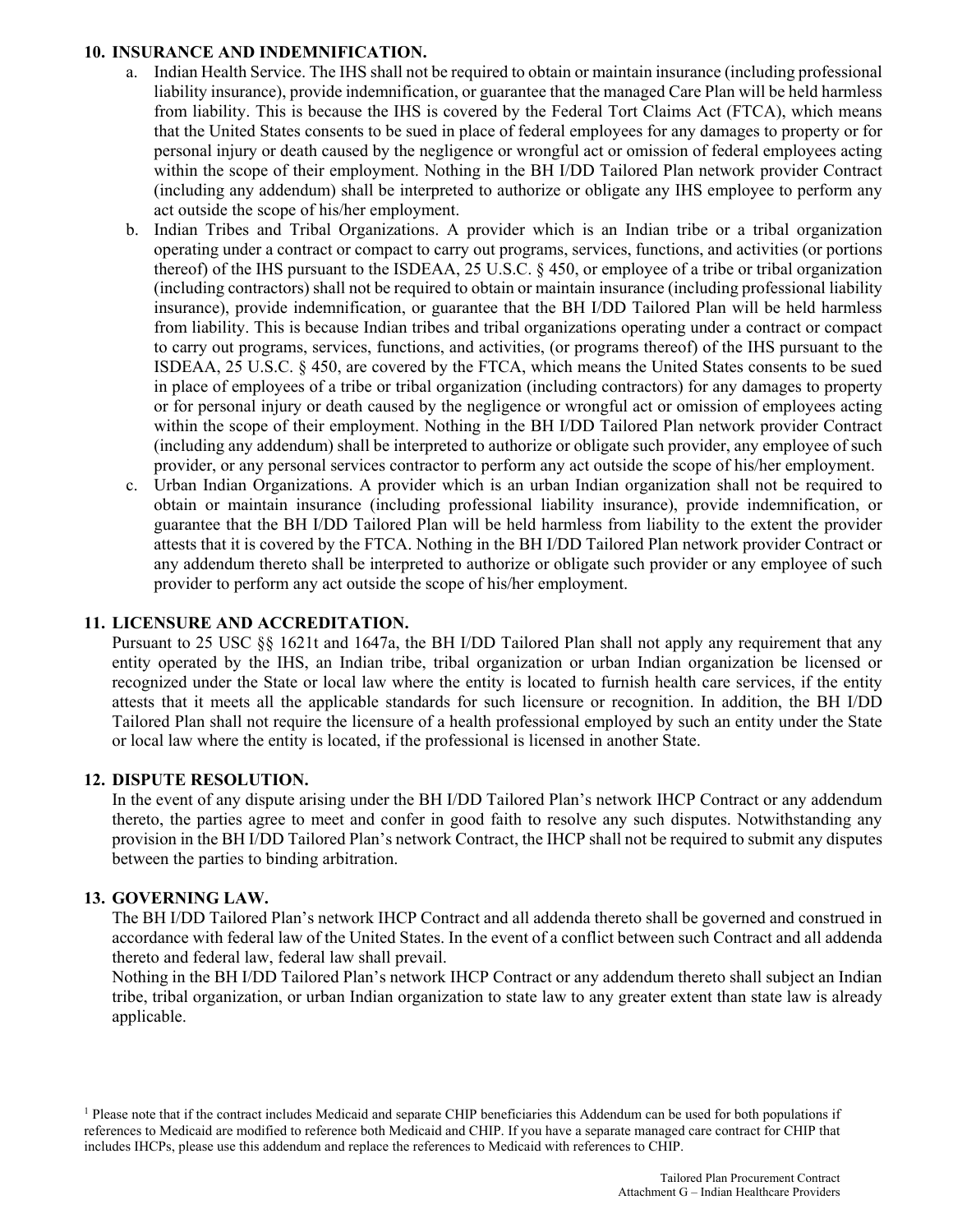**10. INSURANCE AND INDEMNIFICATION.**

a. Indian Health Service. The IHS shall not be required to obtain or maintain insurance (including professional liability insurance), provide indemnification, or guarantee that the managed Care Plan will be held harmless from liability. This is because the IHS is covered by the Federal Tort Claims Act (FTCA), which means that the United States consents to be sued in place of federal employees for any damages to property or for personal injury or death caused by the negligence or wrongful act or omission of federal employees acting within the scope of their employment. Nothing in the BH I/DD Tailored Plan network provider Contract (including any addendum) shall be interpreted to authorize or obligate any IHS employee to perform any act outside the scope of his/her employment.

b. Indian Tribes and Tribal Organizations. A provider which is an Indian tribe or a tribal organization operating under a contract or compact to carry out programs, services, functions, and activities (or portions thereof) of the IHS pursuant to the ISDEAA, 25 U.S.C. § 450, or employee of a tribe or tribal organization (including contractors) shall not be required to obtain or maintain insurance (including professional liability insurance), provide indemnification, or guarantee that the BH I/DD Tailored Plan will be held harmless from liability. This is because Indian tribes and tribal organizations operating under a contract or compact to carry out programs, services, functions, and activities, (or programs thereof) of the IHS pursuant to the ISDEAA, 25 U.S.C. § 450, are covered by the FTCA, which means the United States consents to be sued in place of employees of a tribe or tribal organization (including contractors) for any damages to property or for personal injury or death caused by the negligence or wrongful act or omission of employees acting within the scope of their employment. Nothing in the BH I/DD Tailored Plan network provider Contract (including any addendum) shall be interpreted to authorize or obligate such provider, any employee of such provider, or any personal services contractor to perform any act outside the scope of his/her employment.

c. Urban Indian Organizations. A provider which is an urban Indian organization shall not be required to obtain or maintain insurance (including professional liability insurance), provide indemnification, or guarantee that the BH I/DD Tailored Plan will be held harmless from liability to the extent the provider attests that it is covered by the FTCA. Nothing in the BH I/DD Tailored Plan network provider Contract or any addendum thereto shall be interpreted to authorize or obligate such provider or any employee of such provider to perform any act outside the scope of his/her employment.

**11. LICENSURE AND ACCREDITATION.**

Pursuant to 25 USC §§ 1621t and 1647a, the BH I/DD Tailored Plan shall not apply any requirement that any entity operated by the IHS, an Indian tribe, tribal organization or urban Indian organization be licensed or recognized under the State or local law where the entity is located to furnish health care services, if the entity attests that it meets all the applicable standards for such licensure or recognition. In addition, the BH I/DD Tailored Plan shall not require the licensure of a health professional employed by such an entity under the State or local law where the entity is located, if the professional is licensed in another State.

**12. DISPUTE RESOLUTION.**

In the event of any dispute arising under the BH I/DD Tailored Plan's network IHCP Contract or any addendum thereto, the parties agree to meet and confer in good faith to resolve any such disputes. Notwithstanding any provision in the BH I/DD Tailored Plan's network Contract, the IHCP shall not be required to submit any disputes between the parties to binding arbitration.

**13. GOVERNING LAW.**

The BH I/DD Tailored Plan's network IHCP Contract and all addenda thereto shall be governed and construed in accordance with federal law of the United States. In the event of a conflict between such Contract and all addenda thereto and federal law, federal law shall prevail.

Nothing in the BH I/DD Tailored Plan's network IHCP Contract or any addendum thereto shall subject an Indian tribe, tribal organization, or urban Indian organization to state law to any greater extent than state law is already applicable.

[1] Please note that if the contract includes Medicaid and separate CHIP beneficiaries this Addendum can be used for both populations if references to Medicaid are modified to reference both Medicaid and CHIP. If you have a separate managed care contract for CHIP that includes IHCPs, please use this addendum and replace the references to Medicaid with references to CHIP.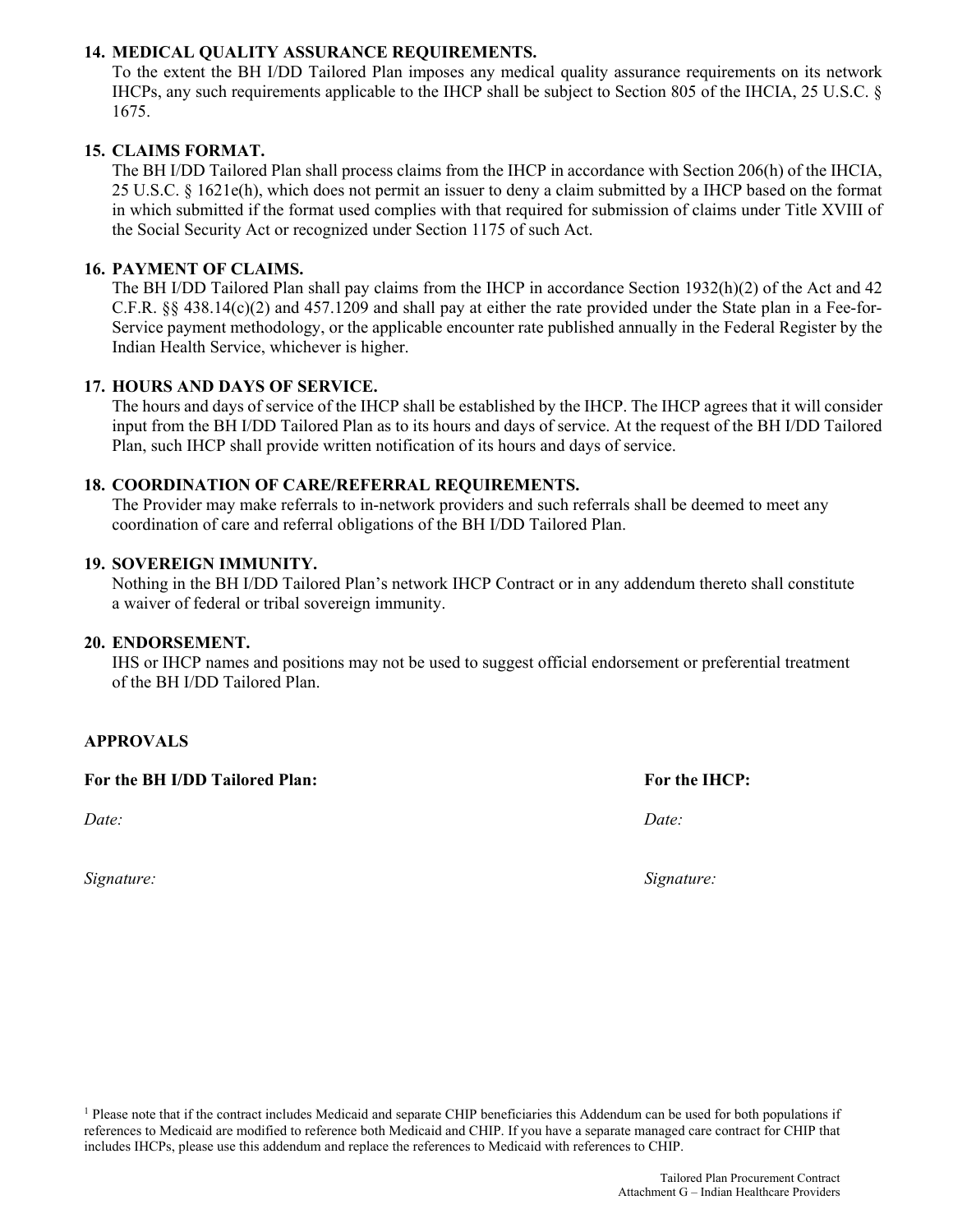**14. MEDICAL QUALITY ASSURANCE REQUIREMENTS.**
To the extent the BH I/DD Tailored Plan imposes any medical quality assurance requirements on its network IHCPs, any such requirements applicable to the IHCP shall be subject to Section 805 of the IHCIA, 25 U.S.C. § 1675.

**15. CLAIMS FORMAT.**
The BH I/DD Tailored Plan shall process claims from the IHCP in accordance with Section 206(h) of the IHCIA, 25 U.S.C. § 1621e(h), which does not permit an issuer to deny a claim submitted by a IHCP based on the format in which submitted if the format used complies with that required for submission of claims under Title XVIII of the Social Security Act or recognized under Section 1175 of such Act.

**16. PAYMENT OF CLAIMS.**
The BH I/DD Tailored Plan shall pay claims from the IHCP in accordance Section 1932(h)(2) of the Act and 42 C.F.R. §§ 438.14(c)(2) and 457.1209 and shall pay at either the rate provided under the State plan in a Fee-for-Service payment methodology, or the applicable encounter rate published annually in the Federal Register by the Indian Health Service, whichever is higher.

**17. HOURS AND DAYS OF SERVICE.**
The hours and days of service of the IHCP shall be established by the IHCP. The IHCP agrees that it will consider input from the BH I/DD Tailored Plan as to its hours and days of service. At the request of the BH I/DD Tailored Plan, such IHCP shall provide written notification of its hours and days of service.

**18. COORDINATION OF CARE/REFERRAL REQUIREMENTS.**
The Provider may make referrals to in-network providers and such referrals shall be deemed to meet any coordination of care and referral obligations of the BH I/DD Tailored Plan.

**19. SOVEREIGN IMMUNITY.**
Nothing in the BH I/DD Tailored Plan's network IHCP Contract or in any addendum thereto shall constitute a waiver of federal or tribal sovereign immunity.

**20. ENDORSEMENT.**
IHS or IHCP names and positions may not be used to suggest official endorsement or preferential treatment of the BH I/DD Tailored Plan.

**APPROVALS**

| **For the BH I/DD Tailored Plan:** | **For the IHCP:** |
|---|---|
| *Date:* | *Date:* |
| *Signature:* | *Signature:* |

[1] Please note that if the contract includes Medicaid and separate CHIP beneficiaries this Addendum can be used for both populations if references to Medicaid are modified to reference both Medicaid and CHIP. If you have a separate managed care contract for CHIP that includes IHCPs, please use this addendum and replace the references to Medicaid with references to CHIP.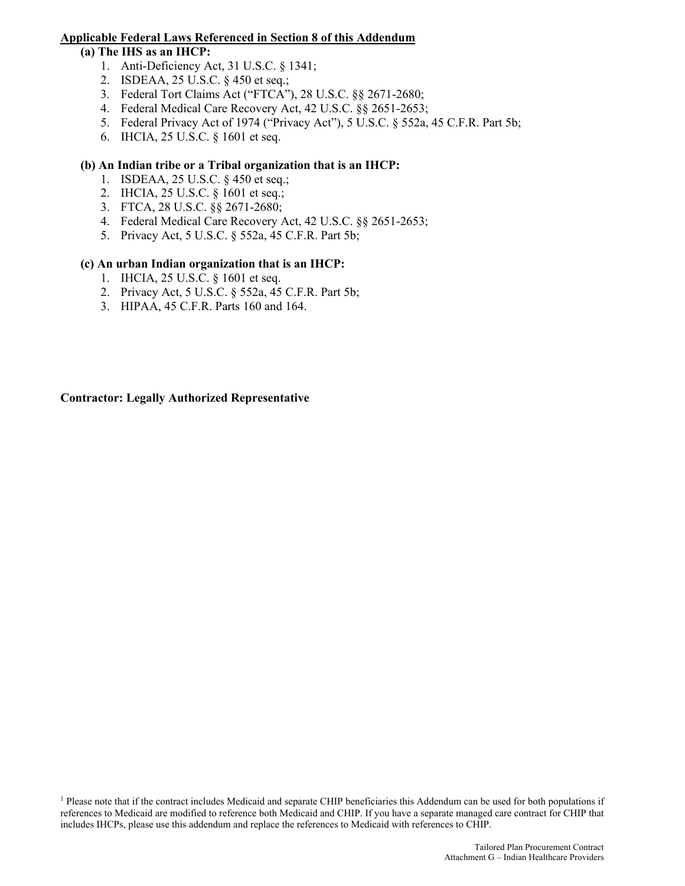**Applicable Federal Laws Referenced in Section 8 of this Addendum**

**(a) The IHS as an IHCP:**

1. Anti-Deficiency Act, 31 U.S.C. § 1341;
2. ISDEAA, 25 U.S.C. § 450 et seq.;
3. Federal Tort Claims Act ("FTCA"), 28 U.S.C. §§ 2671-2680;
4. Federal Medical Care Recovery Act, 42 U.S.C. §§ 2651-2653;
5. Federal Privacy Act of 1974 ("Privacy Act"), 5 U.S.C. § 552a, 45 C.F.R. Part 5b;
6. IHCIA, 25 U.S.C. § 1601 et seq.

**(b) An Indian tribe or a Tribal organization that is an IHCP:**

1. ISDEAA, 25 U.S.C. § 450 et seq.;
2. IHCIA, 25 U.S.C. § 1601 et seq.;
3. FTCA, 28 U.S.C. §§ 2671-2680;
4. Federal Medical Care Recovery Act, 42 U.S.C. §§ 2651-2653;
5. Privacy Act, 5 U.S.C. § 552a, 45 C.F.R. Part 5b;

**(c) An urban Indian organization that is an IHCP:**

1. IHCIA, 25 U.S.C. § 1601 et seq.
2. Privacy Act, 5 U.S.C. § 552a, 45 C.F.R. Part 5b;
3. HIPAA, 45 C.F.R. Parts 160 and 164.

**Contractor: Legally Authorized Representative**

[1] Please note that if the contract includes Medicaid and separate CHIP beneficiaries this Addendum can be used for both populations if references to Medicaid are modified to reference both Medicaid and CHIP. If you have a separate managed care contract for CHIP that includes IHCPs, please use this addendum and replace the references to Medicaid with references to CHIP.